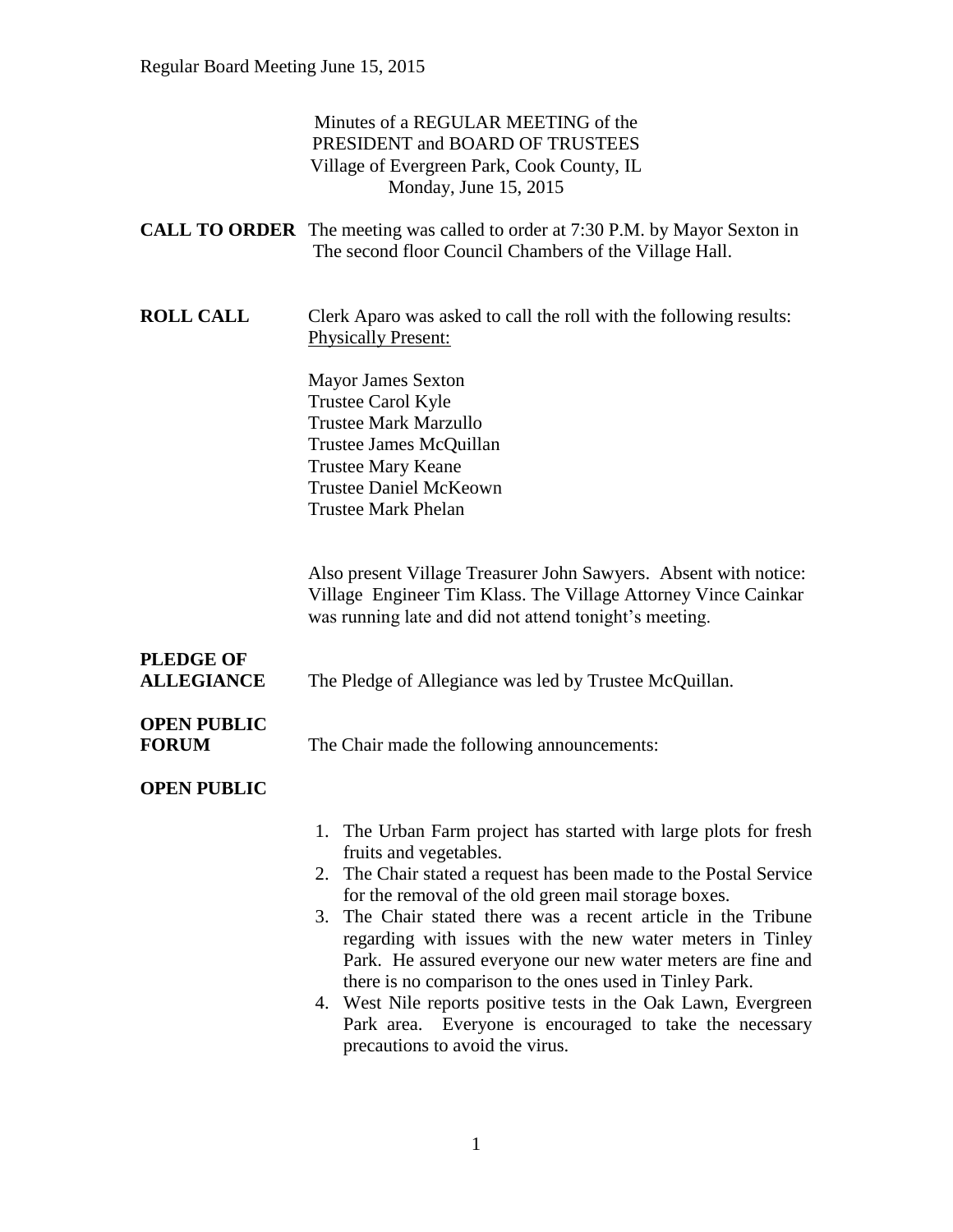Minutes of a REGULAR MEETING of the
PRESIDENT and BOARD OF TRUSTEES
Village of Evergreen Park, Cook County, IL
Monday, June 15, 2015

**CALL TO ORDER** The meeting was called to order at 7:30 P.M. by Mayor Sexton in The second floor Council Chambers of the Village Hall.

**ROLL CALL** Clerk Aparo was asked to call the roll with the following results:
Physically Present:

Mayor James Sexton
Trustee Carol Kyle
Trustee Mark Marzullo
Trustee James McQuillan
Trustee Mary Keane
Trustee Daniel McKeown
Trustee Mark Phelan

Also present Village Treasurer John Sawyers. Absent with notice: Village Engineer Tim Klass. The Village Attorney Vince Cainkar was running late and did not attend tonight's meeting.

**PLEDGE OF ALLEGIANCE** The Pledge of Allegiance was led by Trustee McQuillan.

**OPEN PUBLIC FORUM** The Chair made the following announcements:

**OPEN PUBLIC**

1. The Urban Farm project has started with large plots for fresh fruits and vegetables.
2. The Chair stated a request has been made to the Postal Service for the removal of the old green mail storage boxes.
3. The Chair stated there was a recent article in the Tribune regarding with issues with the new water meters in Tinley Park. He assured everyone our new water meters are fine and there is no comparison to the ones used in Tinley Park.
4. West Nile reports positive tests in the Oak Lawn, Evergreen Park area. Everyone is encouraged to take the necessary precautions to avoid the virus.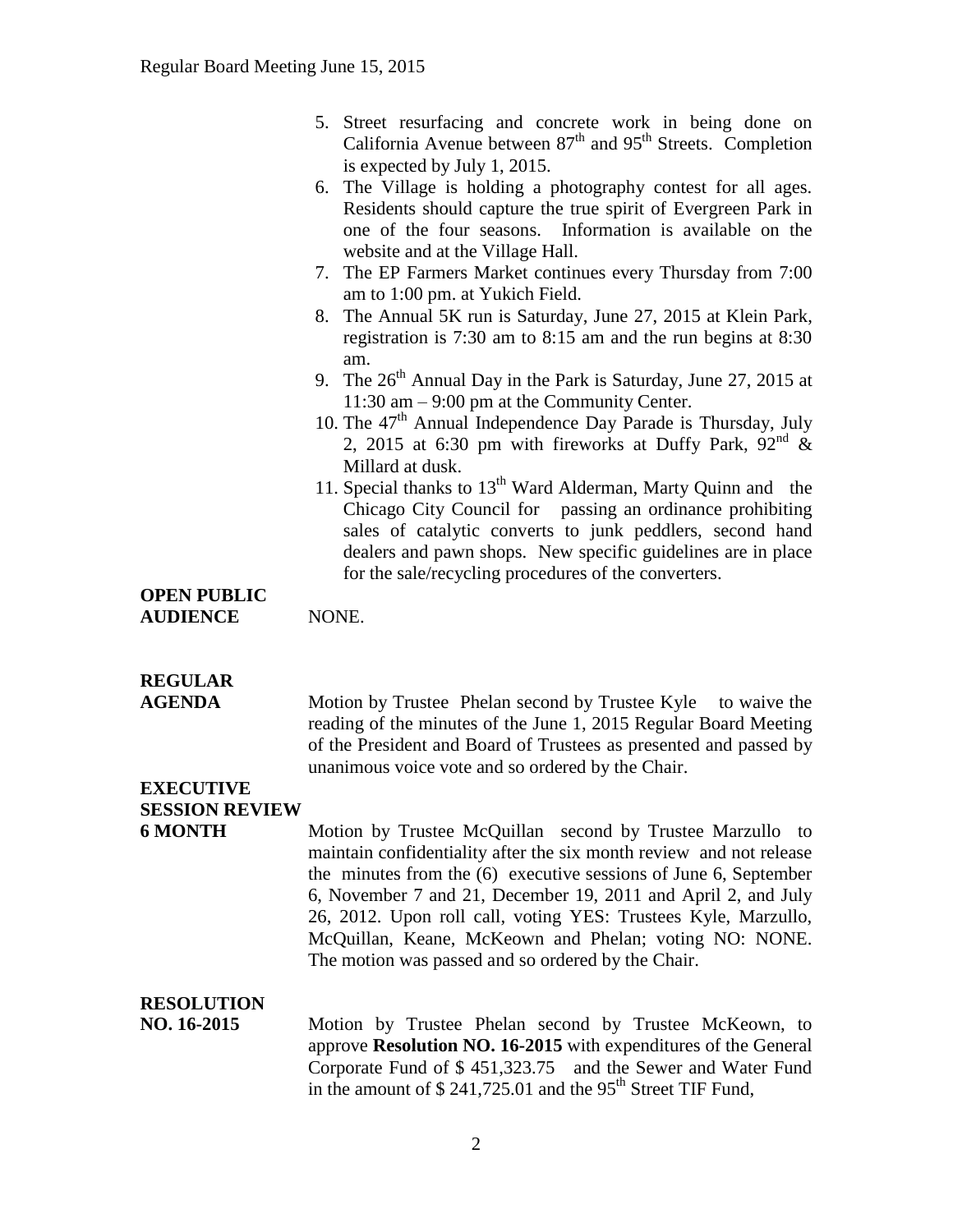5. Street resurfacing and concrete work in being done on California Avenue between 87th and 95th Streets. Completion is expected by July 1, 2015.
6. The Village is holding a photography contest for all ages. Residents should capture the true spirit of Evergreen Park in one of the four seasons. Information is available on the website and at the Village Hall.
7. The EP Farmers Market continues every Thursday from 7:00 am to 1:00 pm. at Yukich Field.
8. The Annual 5K run is Saturday, June 27, 2015 at Klein Park, registration is 7:30 am to 8:15 am and the run begins at 8:30 am.
9. The 26th Annual Day in the Park is Saturday, June 27, 2015 at 11:30 am – 9:00 pm at the Community Center.
10. The 47th Annual Independence Day Parade is Thursday, July 2, 2015 at 6:30 pm with fireworks at Duffy Park, 92nd & Millard at dusk.
11. Special thanks to 13th Ward Alderman, Marty Quinn and the Chicago City Council for passing an ordinance prohibiting sales of catalytic converts to junk peddlers, second hand dealers and pawn shops. New specific guidelines are in place for the sale/recycling procedures of the converters.

**OPEN PUBLIC AUDIENCE**

NONE.

**REGULAR AGENDA**

Motion by Trustee Phelan second by Trustee Kyle to waive the reading of the minutes of the June 1, 2015 Regular Board Meeting of the President and Board of Trustees as presented and passed by unanimous voice vote and so ordered by the Chair.

**EXECUTIVE SESSION REVIEW 6 MONTH**

Motion by Trustee McQuillan second by Trustee Marzullo to maintain confidentiality after the six month review and not release the minutes from the (6) executive sessions of June 6, September 6, November 7 and 21, December 19, 2011 and April 2, and July 26, 2012. Upon roll call, voting YES: Trustees Kyle, Marzullo, McQuillan, Keane, McKeown and Phelan; voting NO: NONE. The motion was passed and so ordered by the Chair.

**RESOLUTION NO. 16-2015**

Motion by Trustee Phelan second by Trustee McKeown, to approve **Resolution NO. 16-2015** with expenditures of the General Corporate Fund of $ 451,323.75 and the Sewer and Water Fund in the amount of $ 241,725.01 and the 95th Street TIF Fund,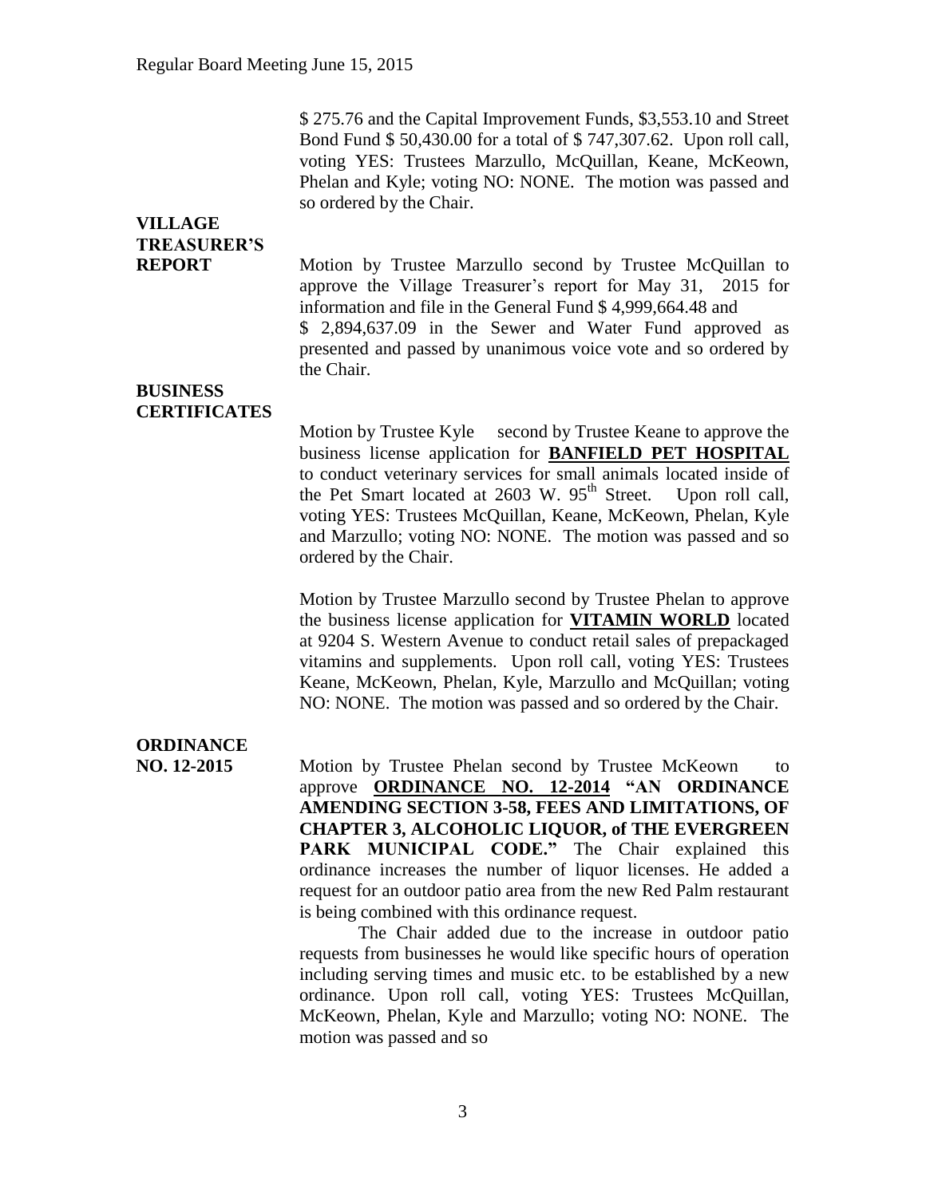$ 275.76 and the Capital Improvement Funds, $3,553.10 and Street Bond Fund $ 50,430.00 for a total of $ 747,307.62. Upon roll call, voting YES: Trustees Marzullo, McQuillan, Keane, McKeown, Phelan and Kyle; voting NO: NONE. The motion was passed and so ordered by the Chair.

**VILLAGE TREASURER'S REPORT**

Motion by Trustee Marzullo second by Trustee McQuillan to approve the Village Treasurer's report for May 31, 2015 for information and file in the General Fund $ 4,999,664.48 and $ 2,894,637.09 in the Sewer and Water Fund approved as presented and passed by unanimous voice vote and so ordered by the Chair.

**BUSINESS CERTIFICATES**

Motion by Trustee Kyle second by Trustee Keane to approve the business license application for **BANFIELD PET HOSPITAL** to conduct veterinary services for small animals located inside of the Pet Smart located at 2603 W. 95th Street. Upon roll call, voting YES: Trustees McQuillan, Keane, McKeown, Phelan, Kyle and Marzullo; voting NO: NONE. The motion was passed and so ordered by the Chair.

Motion by Trustee Marzullo second by Trustee Phelan to approve the business license application for **VITAMIN WORLD** located at 9204 S. Western Avenue to conduct retail sales of prepackaged vitamins and supplements. Upon roll call, voting YES: Trustees Keane, McKeown, Phelan, Kyle, Marzullo and McQuillan; voting NO: NONE. The motion was passed and so ordered by the Chair.

**ORDINANCE NO. 12-2015**

Motion by Trustee Phelan second by Trustee McKeown to approve **ORDINANCE NO. 12-2014 "AN ORDINANCE AMENDING SECTION 3-58, FEES AND LIMITATIONS, OF CHAPTER 3, ALCOHOLIC LIQUOR, of THE EVERGREEN PARK MUNICIPAL CODE."** The Chair explained this ordinance increases the number of liquor licenses. He added a request for an outdoor patio area from the new Red Palm restaurant is being combined with this ordinance request.

The Chair added due to the increase in outdoor patio requests from businesses he would like specific hours of operation including serving times and music etc. to be established by a new ordinance. Upon roll call, voting YES: Trustees McQuillan, McKeown, Phelan, Kyle and Marzullo; voting NO: NONE. The motion was passed and so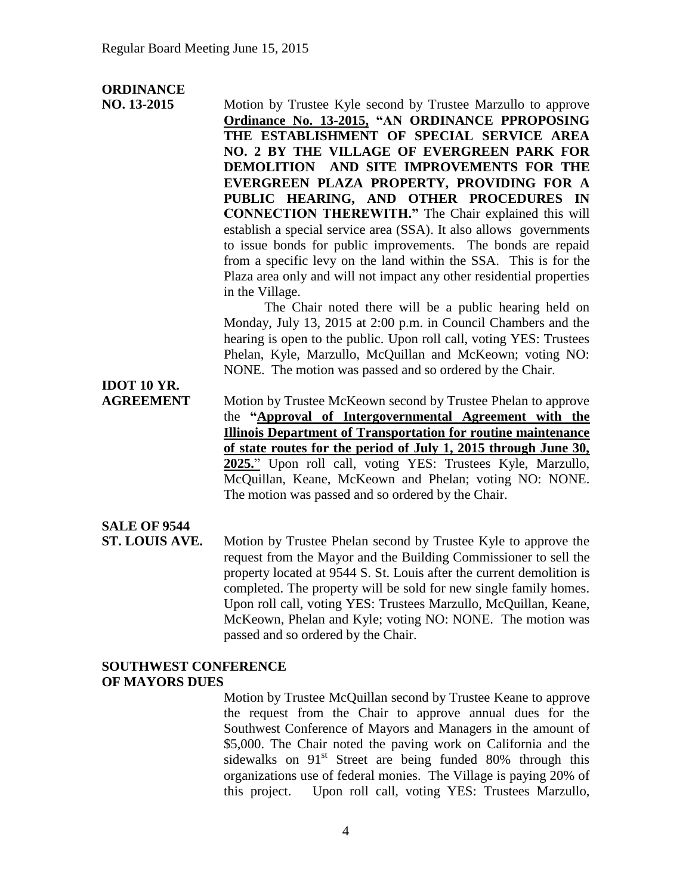**ORDINANCE NO. 13-2015**

Motion by Trustee Kyle second by Trustee Marzullo to approve **Ordinance No. 13-2015, "AN ORDINANCE PPROPOSING THE ESTABLISHMENT OF SPECIAL SERVICE AREA NO. 2 BY THE VILLAGE OF EVERGREEN PARK FOR DEMOLITION AND SITE IMPROVEMENTS FOR THE EVERGREEN PLAZA PROPERTY, PROVIDING FOR A PUBLIC HEARING, AND OTHER PROCEDURES IN CONNECTION THEREWITH."** The Chair explained this will establish a special service area (SSA). It also allows governments to issue bonds for public improvements. The bonds are repaid from a specific levy on the land within the SSA. This is for the Plaza area only and will not impact any other residential properties in the Village.

The Chair noted there will be a public hearing held on Monday, July 13, 2015 at 2:00 p.m. in Council Chambers and the hearing is open to the public. Upon roll call, voting YES: Trustees Phelan, Kyle, Marzullo, McQuillan and McKeown; voting NO: NONE. The motion was passed and so ordered by the Chair.

**IDOT 10 YR. AGREEMENT**

Motion by Trustee McKeown second by Trustee Phelan to approve the **"Approval of Intergovernmental Agreement with the Illinois Department of Transportation for routine maintenance of state routes for the period of July 1, 2015 through June 30, 2025."** Upon roll call, voting YES: Trustees Kyle, Marzullo, McQuillan, Keane, McKeown and Phelan; voting NO: NONE. The motion was passed and so ordered by the Chair.

**SALE OF 9544 ST. LOUIS AVE.**

Motion by Trustee Phelan second by Trustee Kyle to approve the request from the Mayor and the Building Commissioner to sell the property located at 9544 S. St. Louis after the current demolition is completed. The property will be sold for new single family homes. Upon roll call, voting YES: Trustees Marzullo, McQuillan, Keane, McKeown, Phelan and Kyle; voting NO: NONE. The motion was passed and so ordered by the Chair.

**SOUTHWEST CONFERENCE OF MAYORS DUES**

Motion by Trustee McQuillan second by Trustee Keane to approve the request from the Chair to approve annual dues for the Southwest Conference of Mayors and Managers in the amount of $5,000. The Chair noted the paving work on California and the sidewalks on 91st Street are being funded 80% through this organizations use of federal monies. The Village is paying 20% of this project. Upon roll call, voting YES: Trustees Marzullo,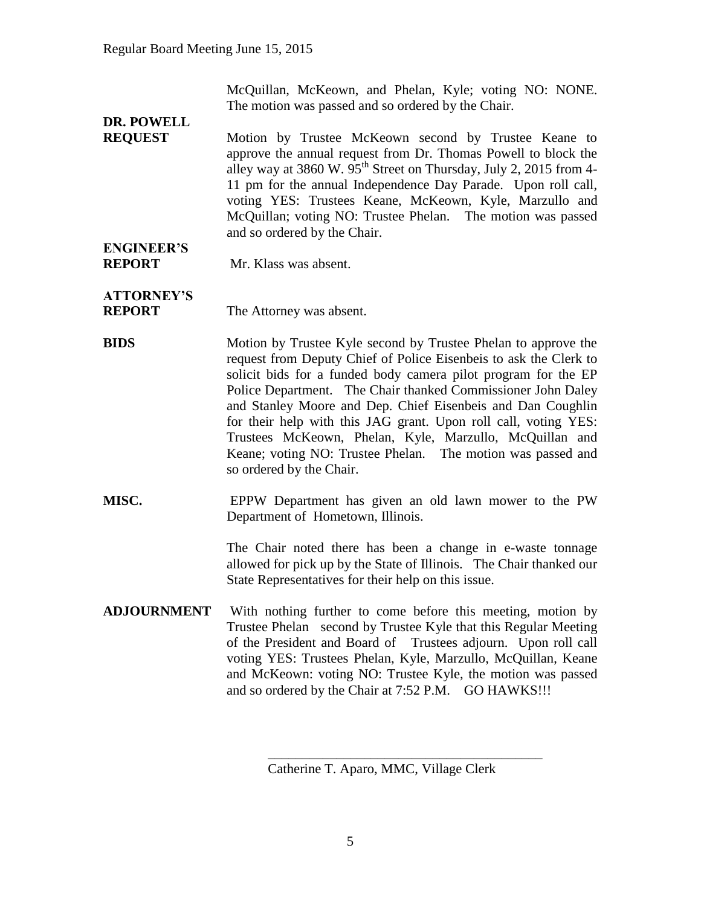McQuillan, McKeown, and Phelan, Kyle; voting NO: NONE. The motion was passed and so ordered by the Chair.

**DR. POWELL REQUEST** Motion by Trustee McKeown second by Trustee Keane to approve the annual request from Dr. Thomas Powell to block the alley way at 3860 W. 95th Street on Thursday, July 2, 2015 from 4-11 pm for the annual Independence Day Parade. Upon roll call, voting YES: Trustees Keane, McKeown, Kyle, Marzullo and McQuillan; voting NO: Trustee Phelan. The motion was passed and so ordered by the Chair.

**ENGINEER'S REPORT** Mr. Klass was absent.

**ATTORNEY'S REPORT** The Attorney was absent.

**BIDS** Motion by Trustee Kyle second by Trustee Phelan to approve the request from Deputy Chief of Police Eisenbeis to ask the Clerk to solicit bids for a funded body camera pilot program for the EP Police Department. The Chair thanked Commissioner John Daley and Stanley Moore and Dep. Chief Eisenbeis and Dan Coughlin for their help with this JAG grant. Upon roll call, voting YES: Trustees McKeown, Phelan, Kyle, Marzullo, McQuillan and Keane; voting NO: Trustee Phelan. The motion was passed and so ordered by the Chair.

**MISC.** EPPW Department has given an old lawn mower to the PW Department of Hometown, Illinois.

The Chair noted there has been a change in e-waste tonnage allowed for pick up by the State of Illinois. The Chair thanked our State Representatives for their help on this issue.

**ADJOURNMENT** With nothing further to come before this meeting, motion by Trustee Phelan second by Trustee Kyle that this Regular Meeting of the President and Board of Trustees adjourn. Upon roll call voting YES: Trustees Phelan, Kyle, Marzullo, McQuillan, Keane and McKeown: voting NO: Trustee Kyle, the motion was passed and so ordered by the Chair at 7:52 P.M. GO HAWKS!!!

\_\_\_\_\_\_\_\_\_\_\_\_\_\_\_\_\_\_\_\_\_\_\_\_\_\_\_\_\_\_\_\_\_\_\_\_\_\_\_\_

Catherine T. Aparo, MMC, Village Clerk